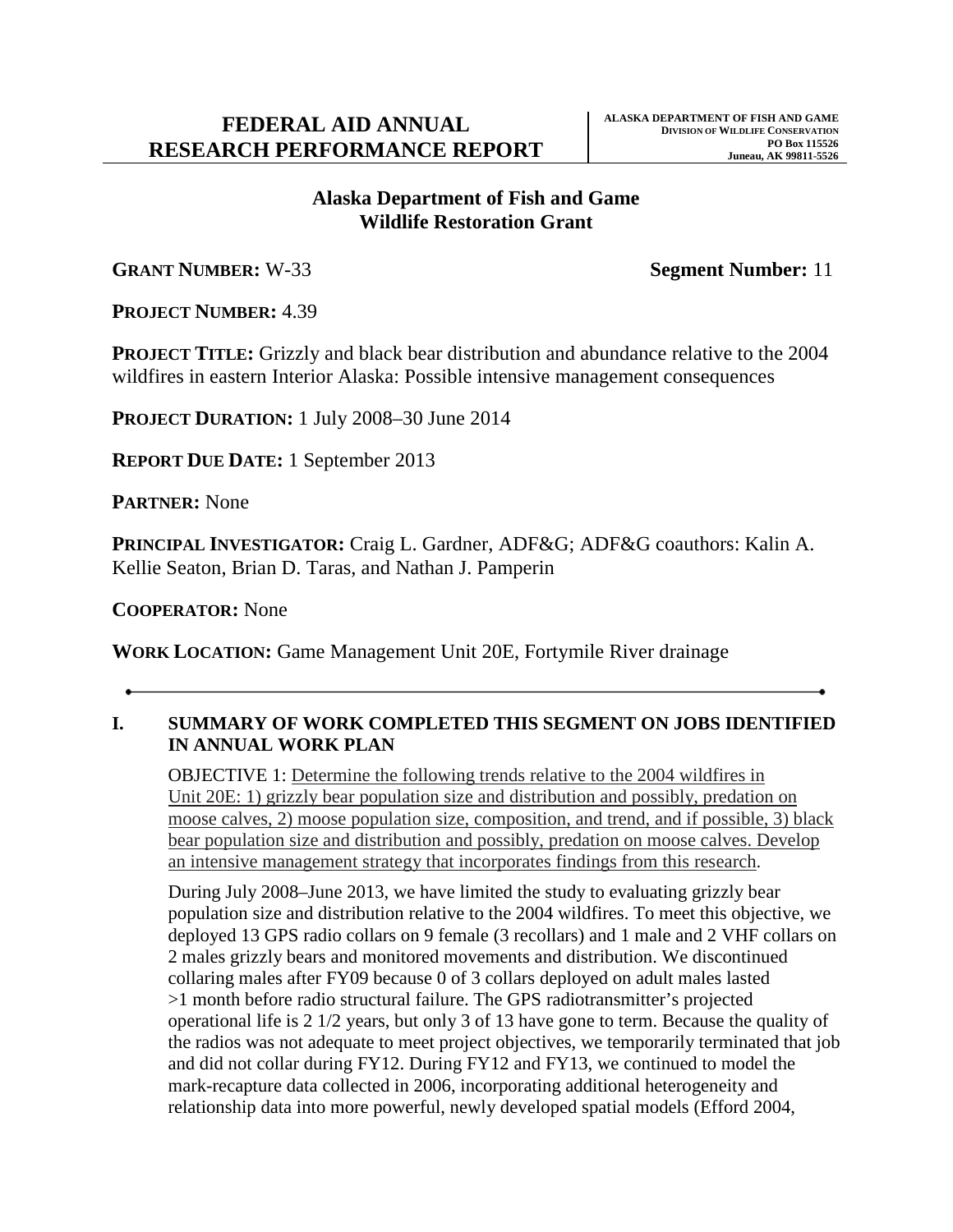# FEDERAL AID ANNUAL RESEARCH PERFORMANCE REPORT

**ALASKA DEPARTMENT OF FISH AND GAME**
**DIVISION OF WILDLIFE CONSERVATION**
**PO Box 115526**
**Juneau, AK 99811-5526**

## Alaska Department of Fish and Game
## Wildlife Restoration Grant

**GRANT NUMBER:** W-33 **Segment Number:** 11

**PROJECT NUMBER:** 4.39

**PROJECT TITLE:** Grizzly and black bear distribution and abundance relative to the 2004 wildfires in eastern Interior Alaska: Possible intensive management consequences

**PROJECT DURATION:** 1 July 2008–30 June 2014

**REPORT DUE DATE:** 1 September 2013

**PARTNER:** None

**PRINCIPAL INVESTIGATOR:** Craig L. Gardner, ADF&G; ADF&G coauthors: Kalin A. Kellie Seaton, Brian D. Taras, and Nathan J. Pamperin

**COOPERATOR:** None

**WORK LOCATION:** Game Management Unit 20E, Fortymile River drainage

---

## I. SUMMARY OF WORK COMPLETED THIS SEGMENT ON JOBS IDENTIFIED IN ANNUAL WORK PLAN

OBJECTIVE 1: Determine the following trends relative to the 2004 wildfires in Unit 20E: 1) grizzly bear population size and distribution and possibly, predation on moose calves, 2) moose population size, composition, and trend, and if possible, 3) black bear population size and distribution and possibly, predation on moose calves. Develop an intensive management strategy that incorporates findings from this research.

During July 2008–June 2013, we have limited the study to evaluating grizzly bear population size and distribution relative to the 2004 wildfires. To meet this objective, we deployed 13 GPS radio collars on 9 female (3 recollars) and 1 male and 2 VHF collars on 2 males grizzly bears and monitored movements and distribution. We discontinued collaring males after FY09 because 0 of 3 collars deployed on adult males lasted >1 month before radio structural failure. The GPS radiotransmitter's projected operational life is 2 1/2 years, but only 3 of 13 have gone to term. Because the quality of the radios was not adequate to meet project objectives, we temporarily terminated that job and did not collar during FY12. During FY12 and FY13, we continued to model the mark-recapture data collected in 2006, incorporating additional heterogeneity and relationship data into more powerful, newly developed spatial models (Efford 2004,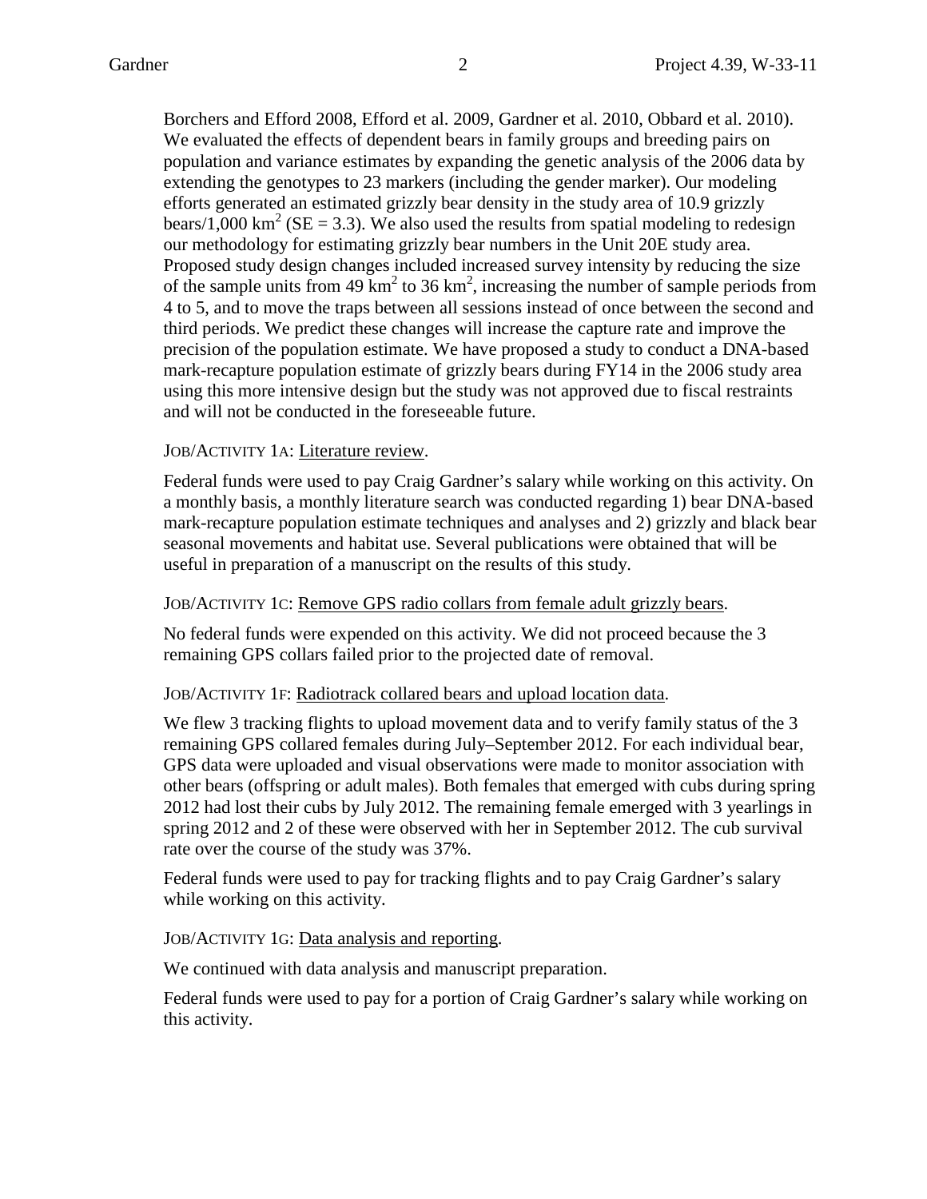Borchers and Efford 2008, Efford et al. 2009, Gardner et al. 2010, Obbard et al. 2010). We evaluated the effects of dependent bears in family groups and breeding pairs on population and variance estimates by expanding the genetic analysis of the 2006 data by extending the genotypes to 23 markers (including the gender marker). Our modeling efforts generated an estimated grizzly bear density in the study area of 10.9 grizzly bears/1,000 $km^2$ (SE = 3.3). We also used the results from spatial modeling to redesign our methodology for estimating grizzly bear numbers in the Unit 20E study area. Proposed study design changes included increased survey intensity by reducing the size of the sample units from 49 $km^2$ to 36 $km^2$, increasing the number of sample periods from 4 to 5, and to move the traps between all sessions instead of once between the second and third periods. We predict these changes will increase the capture rate and improve the precision of the population estimate. We have proposed a study to conduct a DNA-based mark-recapture population estimate of grizzly bears during FY14 in the 2006 study area using this more intensive design but the study was not approved due to fiscal restraints and will not be conducted in the foreseeable future.

JOB/ACTIVITY 1A: Literature review.

Federal funds were used to pay Craig Gardner's salary while working on this activity. On a monthly basis, a monthly literature search was conducted regarding 1) bear DNA-based mark-recapture population estimate techniques and analyses and 2) grizzly and black bear seasonal movements and habitat use. Several publications were obtained that will be useful in preparation of a manuscript on the results of this study.

JOB/ACTIVITY 1C: Remove GPS radio collars from female adult grizzly bears.

No federal funds were expended on this activity. We did not proceed because the 3 remaining GPS collars failed prior to the projected date of removal.

JOB/ACTIVITY 1F: Radiotrack collared bears and upload location data.

We flew 3 tracking flights to upload movement data and to verify family status of the 3 remaining GPS collared females during July–September 2012. For each individual bear, GPS data were uploaded and visual observations were made to monitor association with other bears (offspring or adult males). Both females that emerged with cubs during spring 2012 had lost their cubs by July 2012. The remaining female emerged with 3 yearlings in spring 2012 and 2 of these were observed with her in September 2012. The cub survival rate over the course of the study was 37%.

Federal funds were used to pay for tracking flights and to pay Craig Gardner's salary while working on this activity.

JOB/ACTIVITY 1G: Data analysis and reporting.

We continued with data analysis and manuscript preparation.

Federal funds were used to pay for a portion of Craig Gardner's salary while working on this activity.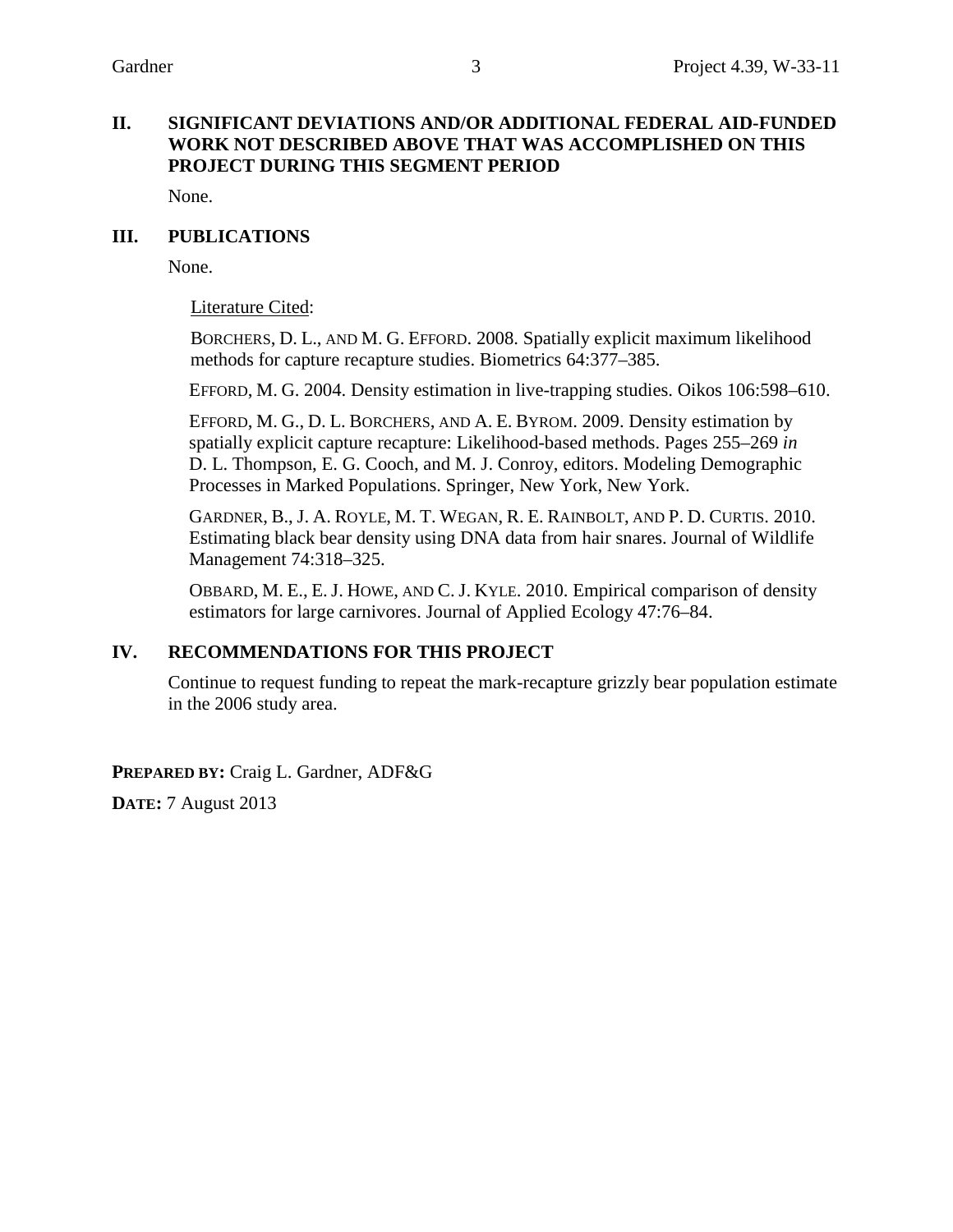## II. SIGNIFICANT DEVIATIONS AND/OR ADDITIONAL FEDERAL AID-FUNDED WORK NOT DESCRIBED ABOVE THAT WAS ACCOMPLISHED ON THIS PROJECT DURING THIS SEGMENT PERIOD

None.

## III. PUBLICATIONS

None.

Literature Cited:

BORCHERS, D. L., AND M. G. EFFORD. 2008. Spatially explicit maximum likelihood methods for capture recapture studies. Biometrics 64:377–385.

EFFORD, M. G. 2004. Density estimation in live-trapping studies. Oikos 106:598–610.

EFFORD, M. G., D. L. BORCHERS, AND A. E. BYROM. 2009. Density estimation by spatially explicit capture recapture: Likelihood-based methods. Pages 255–269 *in* D. L. Thompson, E. G. Cooch, and M. J. Conroy, editors. Modeling Demographic Processes in Marked Populations. Springer, New York, New York.

GARDNER, B., J. A. ROYLE, M. T. WEGAN, R. E. RAINBOLT, AND P. D. CURTIS. 2010. Estimating black bear density using DNA data from hair snares. Journal of Wildlife Management 74:318–325.

OBBARD, M. E., E. J. HOWE, AND C. J. KYLE. 2010. Empirical comparison of density estimators for large carnivores. Journal of Applied Ecology 47:76–84.

## IV. RECOMMENDATIONS FOR THIS PROJECT

Continue to request funding to repeat the mark-recapture grizzly bear population estimate in the 2006 study area.

**PREPARED BY:** Craig L. Gardner, ADF&G

**DATE:** 7 August 2013